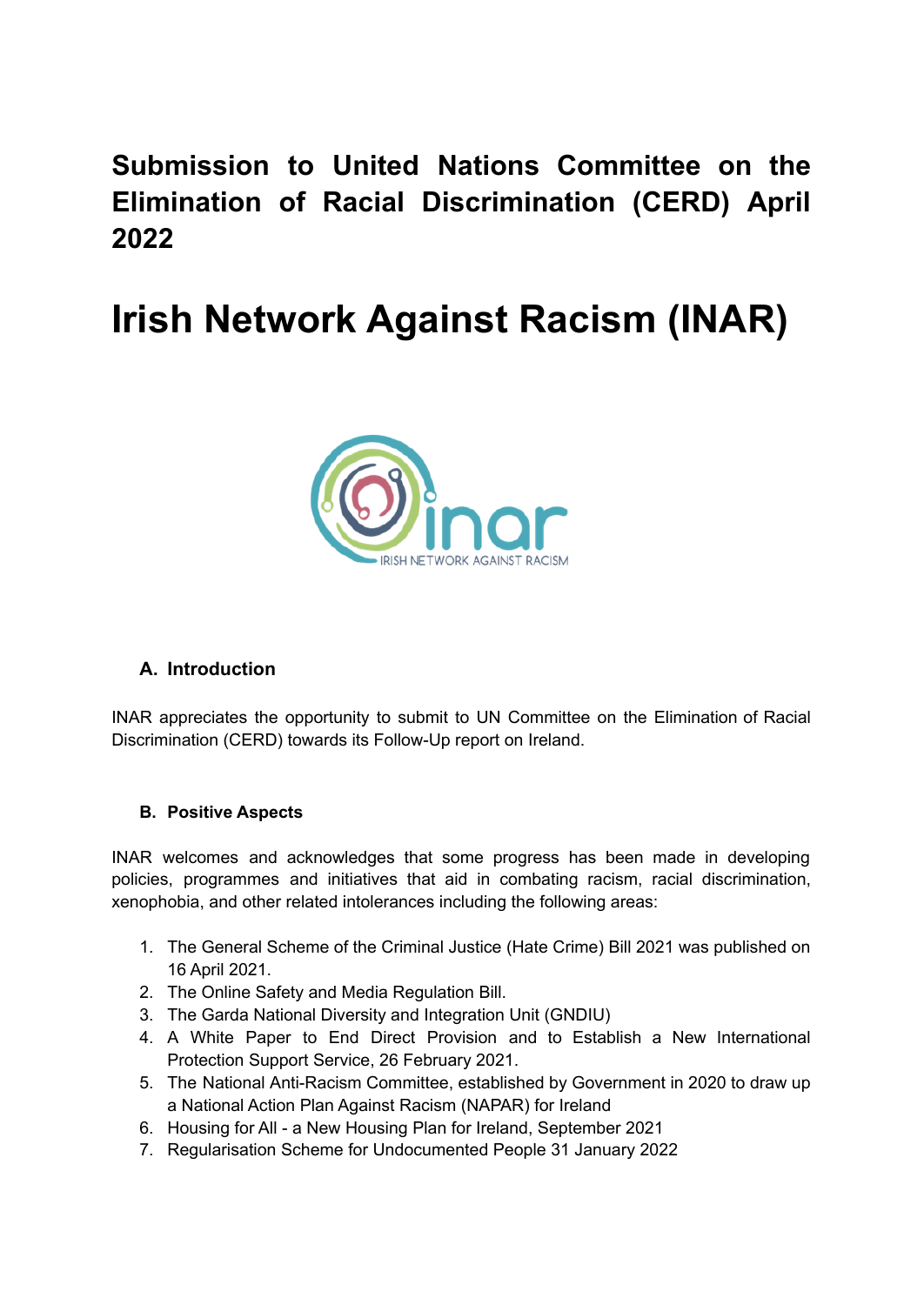# Submission to United Nations Committee on the Elimination of Racial Discrimination (CERD) April 2022

# Irish Network Against Racism (INAR)

## A. Introduction

INAR appreciates the opportunity to submit to UN Committee on the Elimination of Racial Discrimination (CERD) towards its Follow-Up report on Ireland.

## B. Positive Aspects

INAR welcomes and acknowledges that some progress has been made in developing policies, programmes and initiatives that aid in combating racism, racial discrimination, xenophobia, and other related intolerances including the following areas:

1. The General Scheme of the Criminal Justice (Hate Crime) Bill 2021 was published on 16 April 2021.
2. The Online Safety and Media Regulation Bill.
3. The Garda National Diversity and Integration Unit (GNDIU)
4. A White Paper to End Direct Provision and to Establish a New International Protection Support Service, 26 February 2021.
5. The National Anti-Racism Committee, established by Government in 2020 to draw up a National Action Plan Against Racism (NAPAR) for Ireland
6. Housing for All - a New Housing Plan for Ireland, September 2021
7. Regularisation Scheme for Undocumented People 31 January 2022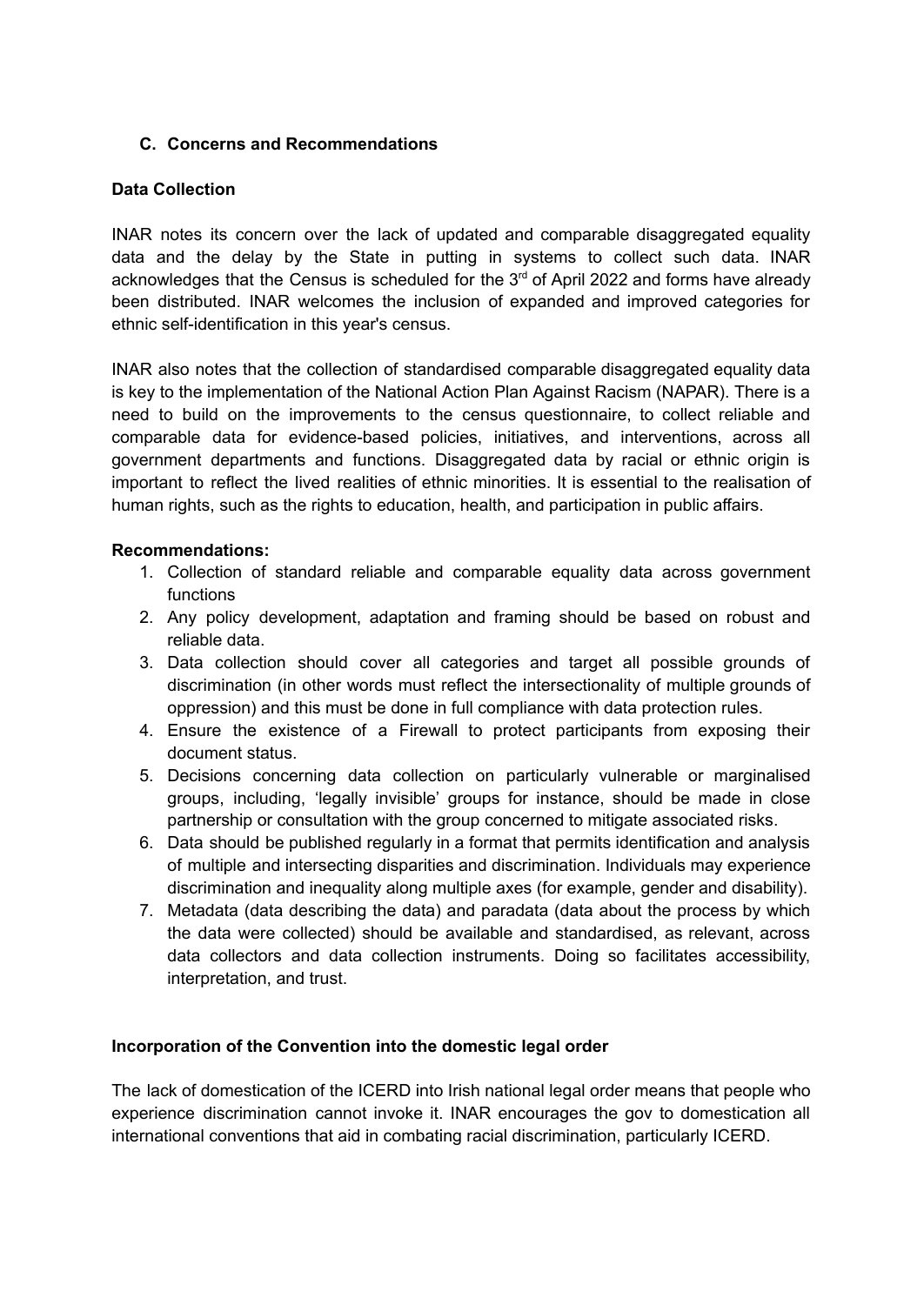### C. Concerns and Recommendations

**Data Collection**

INAR notes its concern over the lack of updated and comparable disaggregated equality data and the delay by the State in putting in systems to collect such data. INAR acknowledges that the Census is scheduled for the 3rd of April 2022 and forms have already been distributed. INAR welcomes the inclusion of expanded and improved categories for ethnic self-identification in this year's census.

INAR also notes that the collection of standardised comparable disaggregated equality data is key to the implementation of the National Action Plan Against Racism (NAPAR). There is a need to build on the improvements to the census questionnaire, to collect reliable and comparable data for evidence-based policies, initiatives, and interventions, across all government departments and functions. Disaggregated data by racial or ethnic origin is important to reflect the lived realities of ethnic minorities. It is essential to the realisation of human rights, such as the rights to education, health, and participation in public affairs.

**Recommendations:**

1. Collection of standard reliable and comparable equality data across government functions
2. Any policy development, adaptation and framing should be based on robust and reliable data.
3. Data collection should cover all categories and target all possible grounds of discrimination (in other words must reflect the intersectionality of multiple grounds of oppression) and this must be done in full compliance with data protection rules.
4. Ensure the existence of a Firewall to protect participants from exposing their document status.
5. Decisions concerning data collection on particularly vulnerable or marginalised groups, including, 'legally invisible' groups for instance, should be made in close partnership or consultation with the group concerned to mitigate associated risks.
6. Data should be published regularly in a format that permits identification and analysis of multiple and intersecting disparities and discrimination. Individuals may experience discrimination and inequality along multiple axes (for example, gender and disability).
7. Metadata (data describing the data) and paradata (data about the process by which the data were collected) should be available and standardised, as relevant, across data collectors and data collection instruments. Doing so facilitates accessibility, interpretation, and trust.

**Incorporation of the Convention into the domestic legal order**

The lack of domestication of the ICERD into Irish national legal order means that people who experience discrimination cannot invoke it. INAR encourages the gov to domestication all international conventions that aid in combating racial discrimination, particularly ICERD.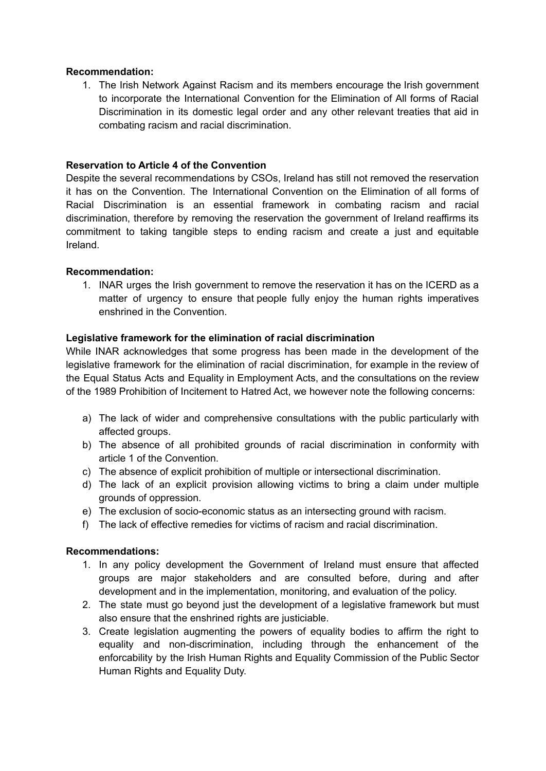**Recommendation:**

1. The Irish Network Against Racism and its members encourage the Irish government to incorporate the International Convention for the Elimination of All forms of Racial Discrimination in its domestic legal order and any other relevant treaties that aid in combating racism and racial discrimination.

**Reservation to Article 4 of the Convention**

Despite the several recommendations by CSOs, Ireland has still not removed the reservation it has on the Convention. The International Convention on the Elimination of all forms of Racial Discrimination is an essential framework in combating racism and racial discrimination, therefore by removing the reservation the government of Ireland reaffirms its commitment to taking tangible steps to ending racism and create a just and equitable Ireland.

**Recommendation:**

1. INAR urges the Irish government to remove the reservation it has on the ICERD as a matter of urgency to ensure that people fully enjoy the human rights imperatives enshrined in the Convention.

**Legislative framework for the elimination of racial discrimination**

While INAR acknowledges that some progress has been made in the development of the legislative framework for the elimination of racial discrimination, for example in the review of the Equal Status Acts and Equality in Employment Acts, and the consultations on the review of the 1989 Prohibition of Incitement to Hatred Act, we however note the following concerns:

a) The lack of wider and comprehensive consultations with the public particularly with affected groups.
b) The absence of all prohibited grounds of racial discrimination in conformity with article 1 of the Convention.
c) The absence of explicit prohibition of multiple or intersectional discrimination.
d) The lack of an explicit provision allowing victims to bring a claim under multiple grounds of oppression.
e) The exclusion of socio-economic status as an intersecting ground with racism.
f) The lack of effective remedies for victims of racism and racial discrimination.

**Recommendations:**

1. In any policy development the Government of Ireland must ensure that affected groups are major stakeholders and are consulted before, during and after development and in the implementation, monitoring, and evaluation of the policy.
2. The state must go beyond just the development of a legislative framework but must also ensure that the enshrined rights are justiciable.
3. Create legislation augmenting the powers of equality bodies to affirm the right to equality and non-discrimination, including through the enhancement of the enforcability by the Irish Human Rights and Equality Commission of the Public Sector Human Rights and Equality Duty.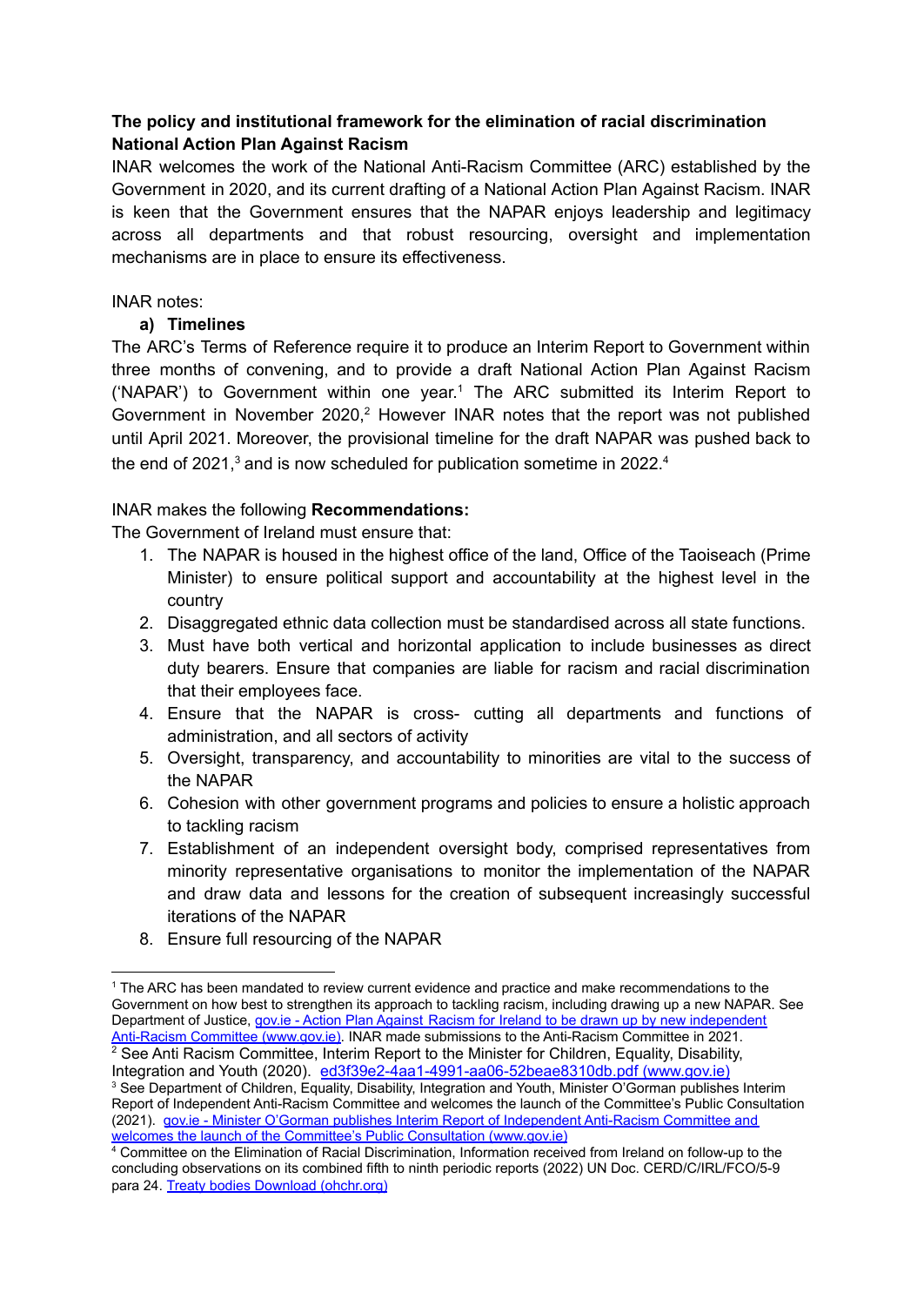**The policy and institutional framework for the elimination of racial discrimination National Action Plan Against Racism**

INAR welcomes the work of the National Anti-Racism Committee (ARC) established by the Government in 2020, and its current drafting of a National Action Plan Against Racism. INAR is keen that the Government ensures that the NAPAR enjoys leadership and legitimacy across all departments and that robust resourcing, oversight and implementation mechanisms are in place to ensure its effectiveness.

INAR notes:

**a) Timelines**

The ARC's Terms of Reference require it to produce an Interim Report to Government within three months of convening, and to provide a draft National Action Plan Against Racism ('NAPAR') to Government within one year.[1] The ARC submitted its Interim Report to Government in November 2020,[2] However INAR notes that the report was not published until April 2021. Moreover, the provisional timeline for the draft NAPAR was pushed back to the end of 2021,[3] and is now scheduled for publication sometime in 2022.[4]

INAR makes the following **Recommendations:**

The Government of Ireland must ensure that:

1. The NAPAR is housed in the highest office of the land, Office of the Taoiseach (Prime Minister) to ensure political support and accountability at the highest level in the country
2. Disaggregated ethnic data collection must be standardised across all state functions.
3. Must have both vertical and horizontal application to include businesses as direct duty bearers. Ensure that companies are liable for racism and racial discrimination that their employees face.
4. Ensure that the NAPAR is cross- cutting all departments and functions of administration, and all sectors of activity
5. Oversight, transparency, and accountability to minorities are vital to the success of the NAPAR
6. Cohesion with other government programs and policies to ensure a holistic approach to tackling racism
7. Establishment of an independent oversight body, comprised representatives from minority representative organisations to monitor the implementation of the NAPAR and draw data and lessons for the creation of subsequent increasingly successful iterations of the NAPAR
8. Ensure full resourcing of the NAPAR

---

[1] The ARC has been mandated to review current evidence and practice and make recommendations to the Government on how best to strengthen its approach to tackling racism, including drawing up a new NAPAR. See Department of Justice, gov.ie - Action Plan Against Racism for Ireland to be drawn up by new independent Anti-Racism Committee (www.gov.ie). INAR made submissions to the Anti-Racism Committee in 2021.

[2] See Anti Racism Committee, Interim Report to the Minister for Children, Equality, Disability, Integration and Youth (2020). ed3f39e2-4aa1-4991-aa06-52beae8310db.pdf (www.gov.ie)

[3] See Department of Children, Equality, Disability, Integration and Youth, Minister O'Gorman publishes Interim Report of Independent Anti-Racism Committee and welcomes the launch of the Committee's Public Consultation (2021). gov.ie - Minister O'Gorman publishes Interim Report of Independent Anti-Racism Committee and welcomes the launch of the Committee's Public Consultation (www.gov.ie)

[4] Committee on the Elimination of Racial Discrimination, Information received from Ireland on follow-up to the concluding observations on its combined fifth to ninth periodic reports (2022) UN Doc. CERD/C/IRL/FCO/5-9 para 24. Treaty bodies Download (ohchr.org)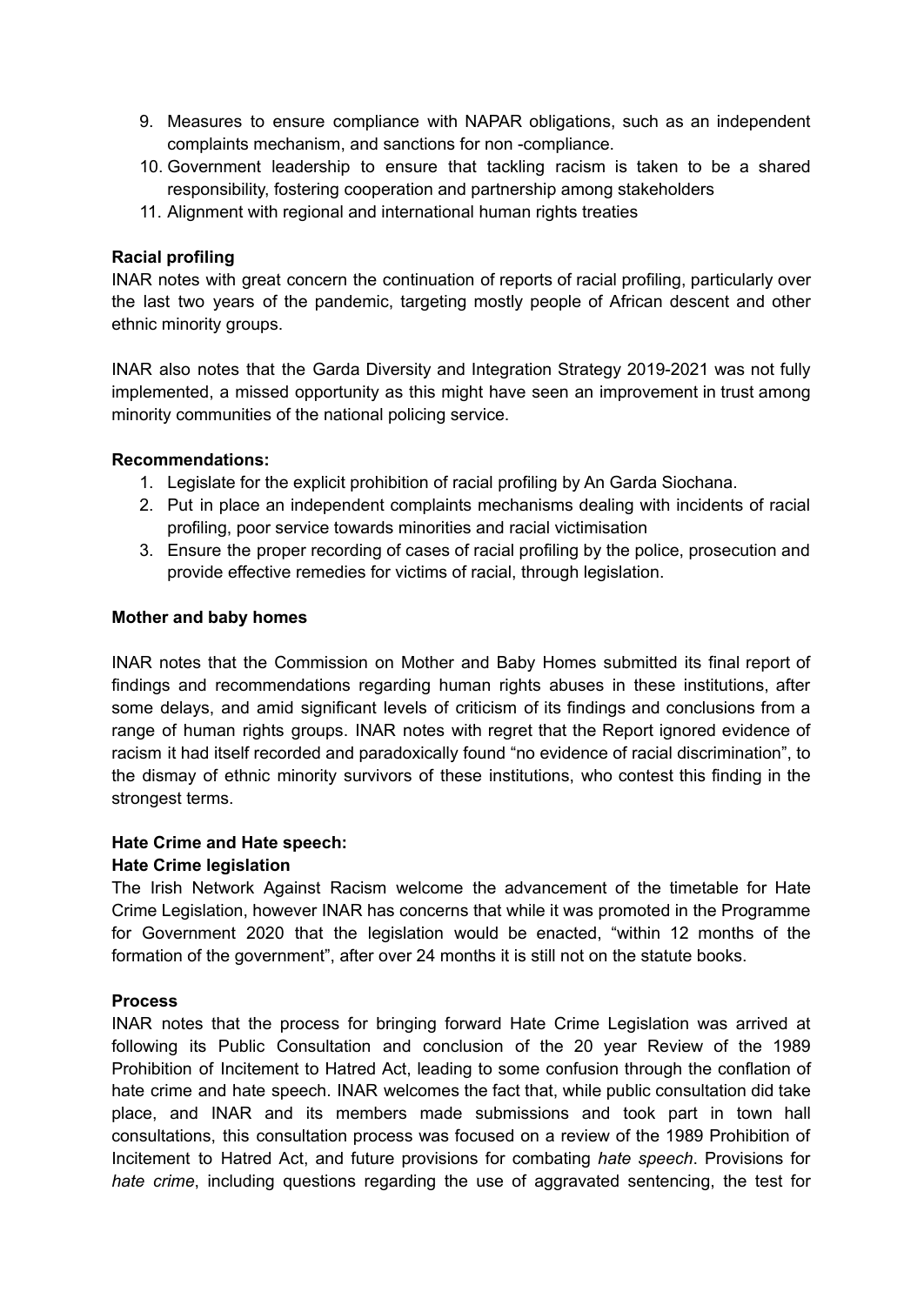9. Measures to ensure compliance with NAPAR obligations, such as an independent complaints mechanism, and sanctions for non -compliance.
10. Government leadership to ensure that tackling racism is taken to be a shared responsibility, fostering cooperation and partnership among stakeholders
11. Alignment with regional and international human rights treaties

**Racial profiling**

INAR notes with great concern the continuation of reports of racial profiling, particularly over the last two years of the pandemic, targeting mostly people of African descent and other ethnic minority groups.

INAR also notes that the Garda Diversity and Integration Strategy 2019-2021 was not fully implemented, a missed opportunity as this might have seen an improvement in trust among minority communities of the national policing service.

**Recommendations:**

1. Legislate for the explicit prohibition of racial profiling by An Garda Siochana.
2. Put in place an independent complaints mechanisms dealing with incidents of racial profiling, poor service towards minorities and racial victimisation
3. Ensure the proper recording of cases of racial profiling by the police, prosecution and provide effective remedies for victims of racial, through legislation.

**Mother and baby homes**

INAR notes that the Commission on Mother and Baby Homes submitted its final report of findings and recommendations regarding human rights abuses in these institutions, after some delays, and amid significant levels of criticism of its findings and conclusions from a range of human rights groups. INAR notes with regret that the Report ignored evidence of racism it had itself recorded and paradoxically found "no evidence of racial discrimination", to the dismay of ethnic minority survivors of these institutions, who contest this finding in the strongest terms.

**Hate Crime and Hate speech:**

**Hate Crime legislation**

The Irish Network Against Racism welcome the advancement of the timetable for Hate Crime Legislation, however INAR has concerns that while it was promoted in the Programme for Government 2020 that the legislation would be enacted, "within 12 months of the formation of the government", after over 24 months it is still not on the statute books.

**Process**

INAR notes that the process for bringing forward Hate Crime Legislation was arrived at following its Public Consultation and conclusion of the 20 year Review of the 1989 Prohibition of Incitement to Hatred Act, leading to some confusion through the conflation of hate crime and hate speech. INAR welcomes the fact that, while public consultation did take place, and INAR and its members made submissions and took part in town hall consultations, this consultation process was focused on a review of the 1989 Prohibition of Incitement to Hatred Act, and future provisions for combating *hate speech*. Provisions for *hate crime*, including questions regarding the use of aggravated sentencing, the test for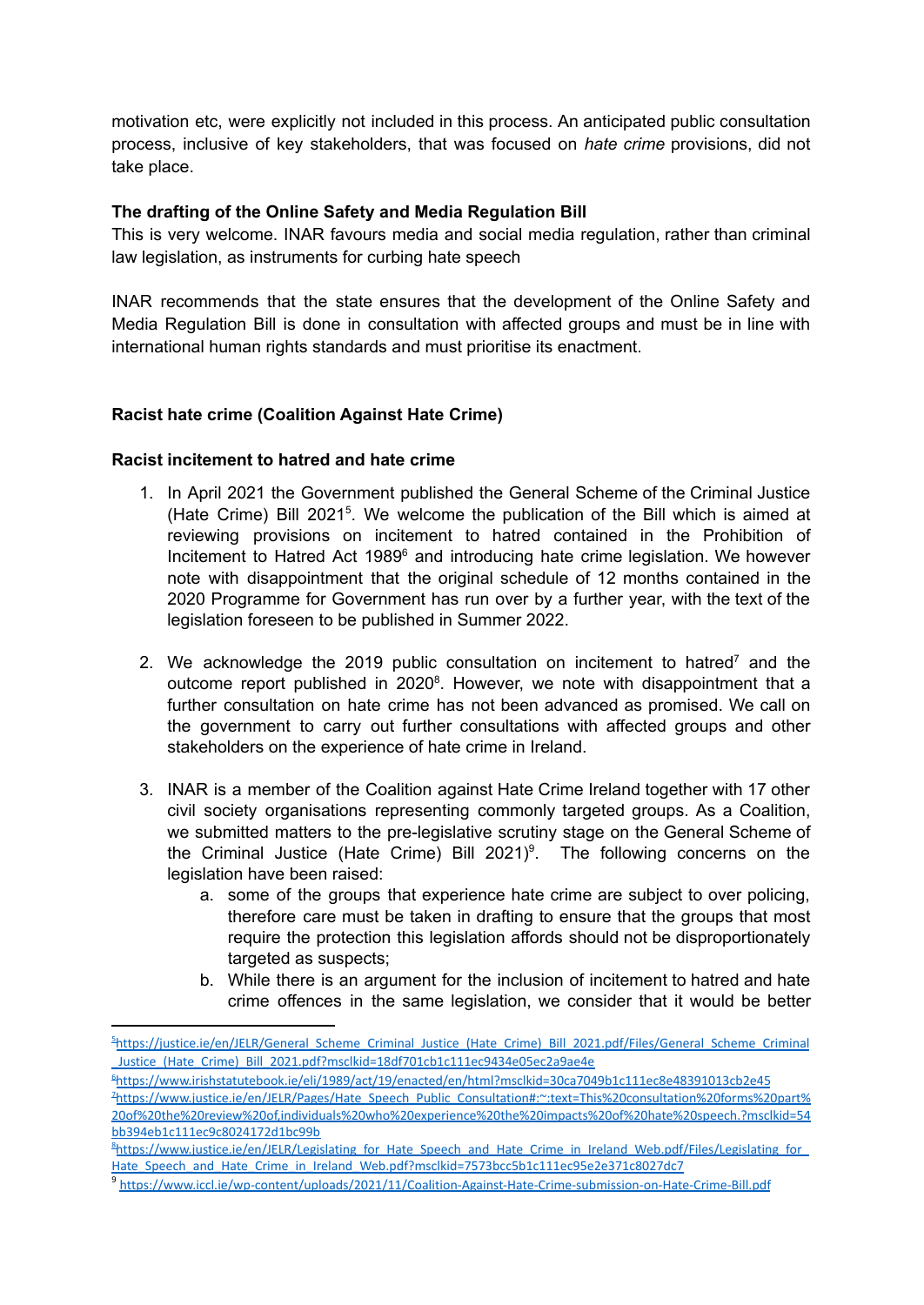motivation etc, were explicitly not included in this process. An anticipated public consultation process, inclusive of key stakeholders, that was focused on *hate crime* provisions, did not take place.

**The drafting of the Online Safety and Media Regulation Bill**

This is very welcome. INAR favours media and social media regulation, rather than criminal law legislation, as instruments for curbing hate speech

INAR recommends that the state ensures that the development of the Online Safety and Media Regulation Bill is done in consultation with affected groups and must be in line with international human rights standards and must prioritise its enactment.

**Racist hate crime (Coalition Against Hate Crime)**

**Racist incitement to hatred and hate crime**

1. In April 2021 the Government published the General Scheme of the Criminal Justice (Hate Crime) Bill 2021[5]. We welcome the publication of the Bill which is aimed at reviewing provisions on incitement to hatred contained in the Prohibition of Incitement to Hatred Act 1989[6] and introducing hate crime legislation. We however note with disappointment that the original schedule of 12 months contained in the 2020 Programme for Government has run over by a further year, with the text of the legislation foreseen to be published in Summer 2022.

2. We acknowledge the 2019 public consultation on incitement to hatred[7] and the outcome report published in 2020[8]. However, we note with disappointment that a further consultation on hate crime has not been advanced as promised. We call on the government to carry out further consultations with affected groups and other stakeholders on the experience of hate crime in Ireland.

3. INAR is a member of the Coalition against Hate Crime Ireland together with 17 other civil society organisations representing commonly targeted groups. As a Coalition, we submitted matters to the pre-legislative scrutiny stage on the General Scheme of the Criminal Justice (Hate Crime) Bill 2021)[9]. The following concerns on the legislation have been raised:
    a. some of the groups that experience hate crime are subject to over policing, therefore care must be taken in drafting to ensure that the groups that most require the protection this legislation affords should not be disproportionately targeted as suspects;
    b. While there is an argument for the inclusion of incitement to hatred and hate crime offences in the same legislation, we consider that it would be better

[5] https://justice.ie/en/JELR/General_Scheme_Criminal_Justice_(Hate_Crime)_Bill_2021.pdf/Files/General_Scheme_Criminal_Justice_(Hate_Crime)_Bill_2021.pdf?msclkid=18df701cb1c111ec9434e05ec2a9ae4e

[6] https://www.irishstatutebook.ie/eli/1989/act/19/enacted/en/html?msclkid=30ca7049b1c111ec8e48391013cb2e45

[7] https://www.justice.ie/en/JELR/Pages/Hate_Speech_Public_Consultation#:~:text=This%20consultation%20forms%20part%20of%20the%20review%20of,individuals%20who%20experience%20the%20impacts%20of%20hate%20speech.?msclkid=54bb394eb1c111ec9c8024172d1bc99b

[8] https://www.justice.ie/en/JELR/Legislating_for_Hate_Speech_and_Hate_Crime_in_Ireland_Web.pdf/Files/Legislating_for_Hate_Speech_and_Hate_Crime_in_Ireland_Web.pdf?msclkid=7573bcc5b1c111ec95e2e371c8027dc7

[9] https://www.iccl.ie/wp-content/uploads/2021/11/Coalition-Against-Hate-Crime-submission-on-Hate-Crime-Bill.pdf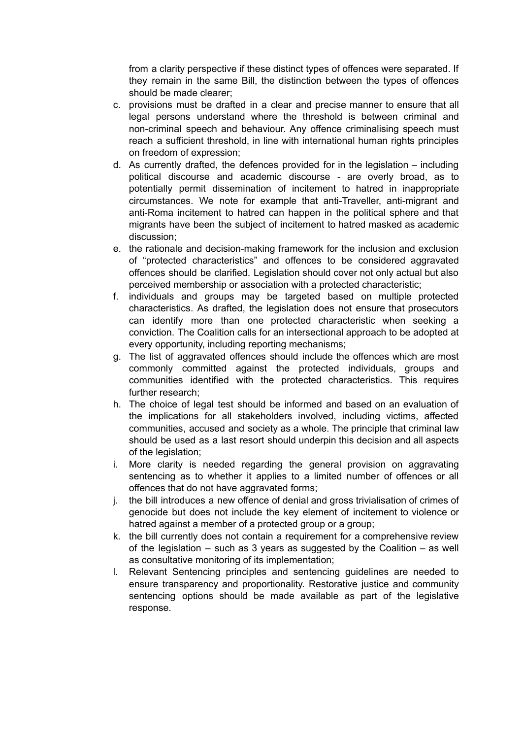from a clarity perspective if these distinct types of offences were separated. If they remain in the same Bill, the distinction between the types of offences should be made clearer;

c. provisions must be drafted in a clear and precise manner to ensure that all legal persons understand where the threshold is between criminal and non-criminal speech and behaviour. Any offence criminalising speech must reach a sufficient threshold, in line with international human rights principles on freedom of expression;

d. As currently drafted, the defences provided for in the legislation – including political discourse and academic discourse - are overly broad, as to potentially permit dissemination of incitement to hatred in inappropriate circumstances. We note for example that anti-Traveller, anti-migrant and anti-Roma incitement to hatred can happen in the political sphere and that migrants have been the subject of incitement to hatred masked as academic discussion;

e. the rationale and decision-making framework for the inclusion and exclusion of "protected characteristics" and offences to be considered aggravated offences should be clarified. Legislation should cover not only actual but also perceived membership or association with a protected characteristic;

f. individuals and groups may be targeted based on multiple protected characteristics. As drafted, the legislation does not ensure that prosecutors can identify more than one protected characteristic when seeking a conviction. The Coalition calls for an intersectional approach to be adopted at every opportunity, including reporting mechanisms;

g. The list of aggravated offences should include the offences which are most commonly committed against the protected individuals, groups and communities identified with the protected characteristics. This requires further research;

h. The choice of legal test should be informed and based on an evaluation of the implications for all stakeholders involved, including victims, affected communities, accused and society as a whole. The principle that criminal law should be used as a last resort should underpin this decision and all aspects of the legislation;

i. More clarity is needed regarding the general provision on aggravating sentencing as to whether it applies to a limited number of offences or all offences that do not have aggravated forms;

j. the bill introduces a new offence of denial and gross trivialisation of crimes of genocide but does not include the key element of incitement to violence or hatred against a member of a protected group or a group;

k. the bill currently does not contain a requirement for a comprehensive review of the legislation – such as 3 years as suggested by the Coalition – as well as consultative monitoring of its implementation;

l. Relevant Sentencing principles and sentencing guidelines are needed to ensure transparency and proportionality. Restorative justice and community sentencing options should be made available as part of the legislative response.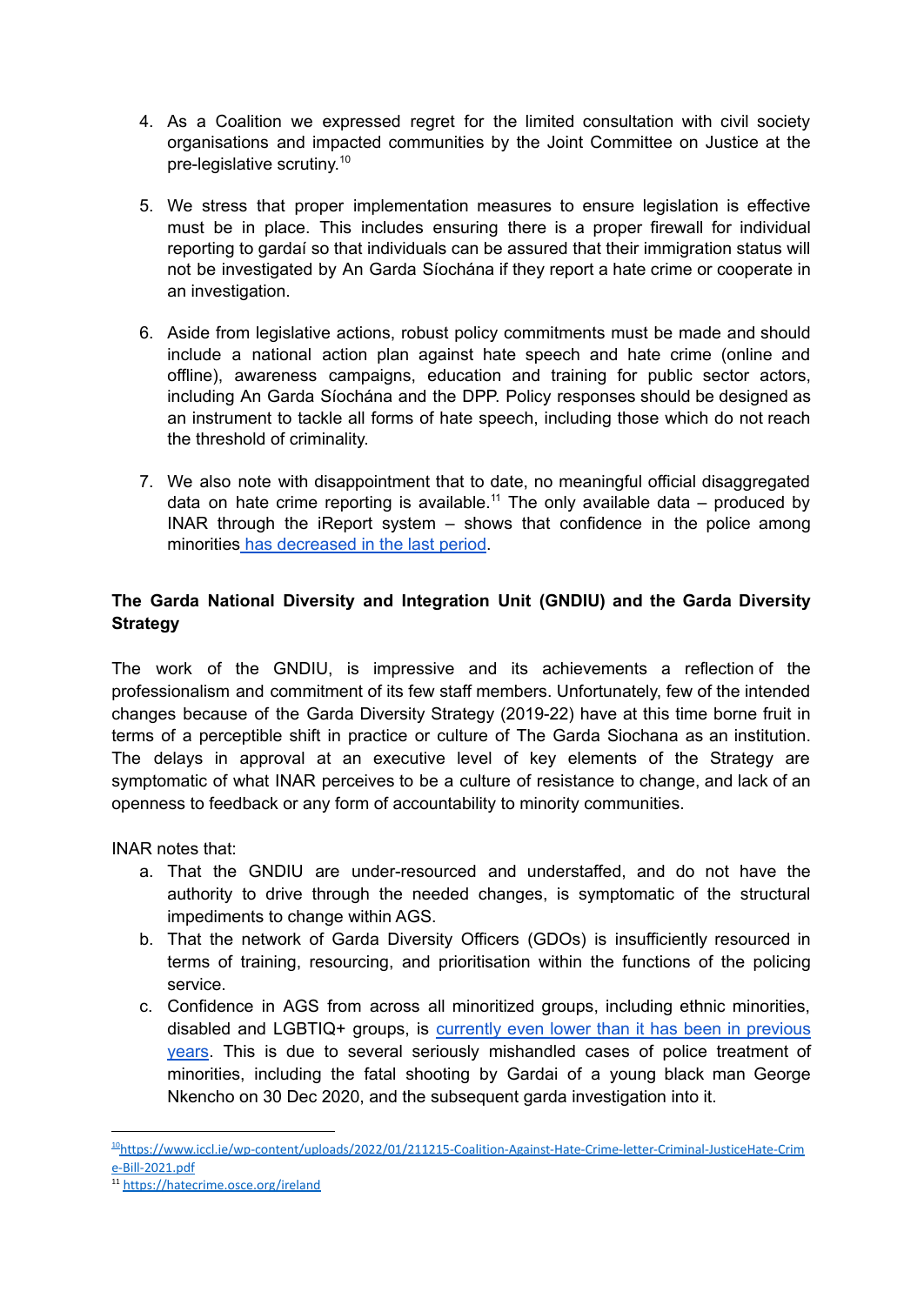4. As a Coalition we expressed regret for the limited consultation with civil society organisations and impacted communities by the Joint Committee on Justice at the pre-legislative scrutiny.[10]

5. We stress that proper implementation measures to ensure legislation is effective must be in place. This includes ensuring there is a proper firewall for individual reporting to gardaí so that individuals can be assured that their immigration status will not be investigated by An Garda Síochána if they report a hate crime or cooperate in an investigation.

6. Aside from legislative actions, robust policy commitments must be made and should include a national action plan against hate speech and hate crime (online and offline), awareness campaigns, education and training for public sector actors, including An Garda Síochána and the DPP. Policy responses should be designed as an instrument to tackle all forms of hate speech, including those which do not reach the threshold of criminality.

7. We also note with disappointment that to date, no meaningful official disaggregated data on hate crime reporting is available.[11] The only available data – produced by INAR through the iReport system – shows that confidence in the police among minorities has decreased in the last period.

**The Garda National Diversity and Integration Unit (GNDIU) and the Garda Diversity Strategy**

The work of the GNDIU, is impressive and its achievements a reflection of the professionalism and commitment of its few staff members. Unfortunately, few of the intended changes because of the Garda Diversity Strategy (2019-22) have at this time borne fruit in terms of a perceptible shift in practice or culture of The Garda Siochana as an institution. The delays in approval at an executive level of key elements of the Strategy are symptomatic of what INAR perceives to be a culture of resistance to change, and lack of an openness to feedback or any form of accountability to minority communities.

INAR notes that:

a. That the GNDIU are under-resourced and understaffed, and do not have the authority to drive through the needed changes, is symptomatic of the structural impediments to change within AGS.

b. That the network of Garda Diversity Officers (GDOs) is insufficiently resourced in terms of training, resourcing, and prioritisation within the functions of the policing service.

c. Confidence in AGS from across all minoritized groups, including ethnic minorities, disabled and LGBTIQ+ groups, is currently even lower than it has been in previous years. This is due to several seriously mishandled cases of police treatment of minorities, including the fatal shooting by Gardai of a young black man George Nkencho on 30 Dec 2020, and the subsequent garda investigation into it.

---

[10] https://www.iccl.ie/wp-content/uploads/2022/01/211215-Coalition-Against-Hate-Crime-letter-Criminal-JusticeHate-Crime-Bill-2021.pdf

[11] https://hatecrime.osce.org/ireland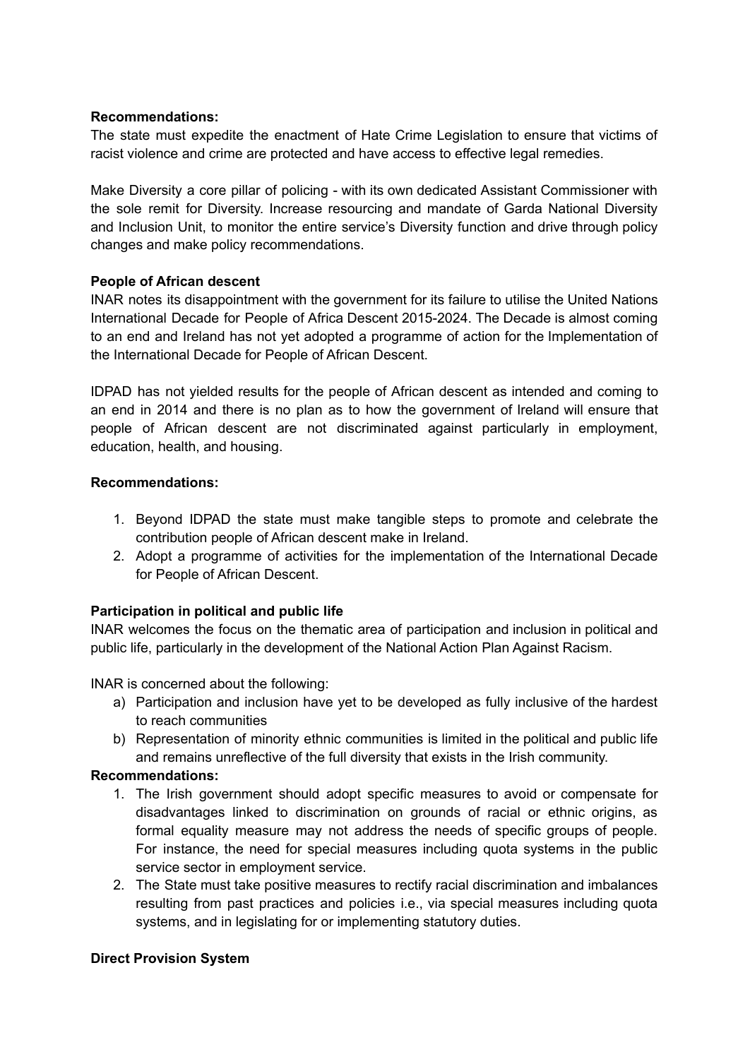**Recommendations:**
The state must expedite the enactment of Hate Crime Legislation to ensure that victims of racist violence and crime are protected and have access to effective legal remedies.

Make Diversity a core pillar of policing - with its own dedicated Assistant Commissioner with the sole remit for Diversity. Increase resourcing and mandate of Garda National Diversity and Inclusion Unit, to monitor the entire service's Diversity function and drive through policy changes and make policy recommendations.

**People of African descent**
INAR notes its disappointment with the government for its failure to utilise the United Nations International Decade for People of Africa Descent 2015-2024. The Decade is almost coming to an end and Ireland has not yet adopted a programme of action for the Implementation of the International Decade for People of African Descent.

IDPAD has not yielded results for the people of African descent as intended and coming to an end in 2014 and there is no plan as to how the government of Ireland will ensure that people of African descent are not discriminated against particularly in employment, education, health, and housing.

**Recommendations:**

1. Beyond IDPAD the state must make tangible steps to promote and celebrate the contribution people of African descent make in Ireland.
2. Adopt a programme of activities for the implementation of the International Decade for People of African Descent.

**Participation in political and public life**
INAR welcomes the focus on the thematic area of participation and inclusion in political and public life, particularly in the development of the National Action Plan Against Racism.

INAR is concerned about the following:

a) Participation and inclusion have yet to be developed as fully inclusive of the hardest to reach communities
b) Representation of minority ethnic communities is limited in the political and public life and remains unreflective of the full diversity that exists in the Irish community.

**Recommendations:**

1. The Irish government should adopt specific measures to avoid or compensate for disadvantages linked to discrimination on grounds of racial or ethnic origins, as formal equality measure may not address the needs of specific groups of people. For instance, the need for special measures including quota systems in the public service sector in employment service.
2. The State must take positive measures to rectify racial discrimination and imbalances resulting from past practices and policies i.e., via special measures including quota systems, and in legislating for or implementing statutory duties.

**Direct Provision System**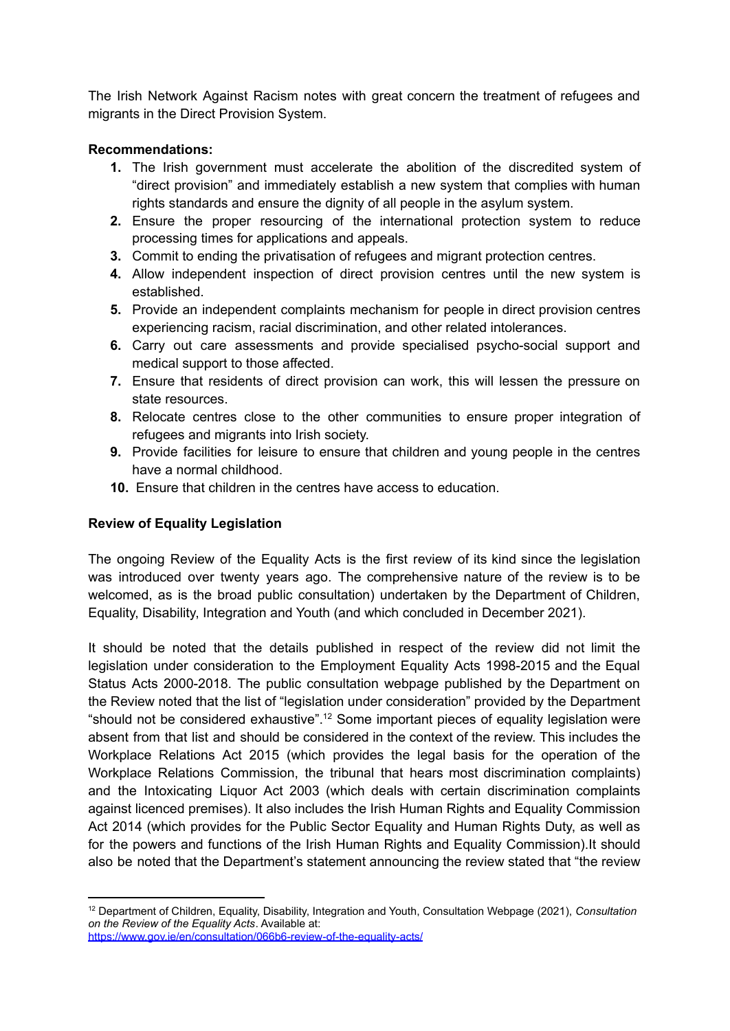The Irish Network Against Racism notes with great concern the treatment of refugees and migrants in the Direct Provision System.

**Recommendations:**

1. The Irish government must accelerate the abolition of the discredited system of "direct provision" and immediately establish a new system that complies with human rights standards and ensure the dignity of all people in the asylum system.
2. Ensure the proper resourcing of the international protection system to reduce processing times for applications and appeals.
3. Commit to ending the privatisation of refugees and migrant protection centres.
4. Allow independent inspection of direct provision centres until the new system is established.
5. Provide an independent complaints mechanism for people in direct provision centres experiencing racism, racial discrimination, and other related intolerances.
6. Carry out care assessments and provide specialised psycho-social support and medical support to those affected.
7. Ensure that residents of direct provision can work, this will lessen the pressure on state resources.
8. Relocate centres close to the other communities to ensure proper integration of refugees and migrants into Irish society.
9. Provide facilities for leisure to ensure that children and young people in the centres have a normal childhood.
10. Ensure that children in the centres have access to education.

**Review of Equality Legislation**

The ongoing Review of the Equality Acts is the first review of its kind since the legislation was introduced over twenty years ago. The comprehensive nature of the review is to be welcomed, as is the broad public consultation) undertaken by the Department of Children, Equality, Disability, Integration and Youth (and which concluded in December 2021).

It should be noted that the details published in respect of the review did not limit the legislation under consideration to the Employment Equality Acts 1998-2015 and the Equal Status Acts 2000-2018. The public consultation webpage published by the Department on the Review noted that the list of "legislation under consideration" provided by the Department "should not be considered exhaustive".[12] Some important pieces of equality legislation were absent from that list and should be considered in the context of the review. This includes the Workplace Relations Act 2015 (which provides the legal basis for the operation of the Workplace Relations Commission, the tribunal that hears most discrimination complaints) and the Intoxicating Liquor Act 2003 (which deals with certain discrimination complaints against licenced premises). It also includes the Irish Human Rights and Equality Commission Act 2014 (which provides for the Public Sector Equality and Human Rights Duty, as well as for the powers and functions of the Irish Human Rights and Equality Commission).It should also be noted that the Department's statement announcing the review stated that "the review

---

[12] Department of Children, Equality, Disability, Integration and Youth, Consultation Webpage (2021), *Consultation on the Review of the Equality Acts*. Available at: https://www.gov.ie/en/consultation/066b6-review-of-the-equality-acts/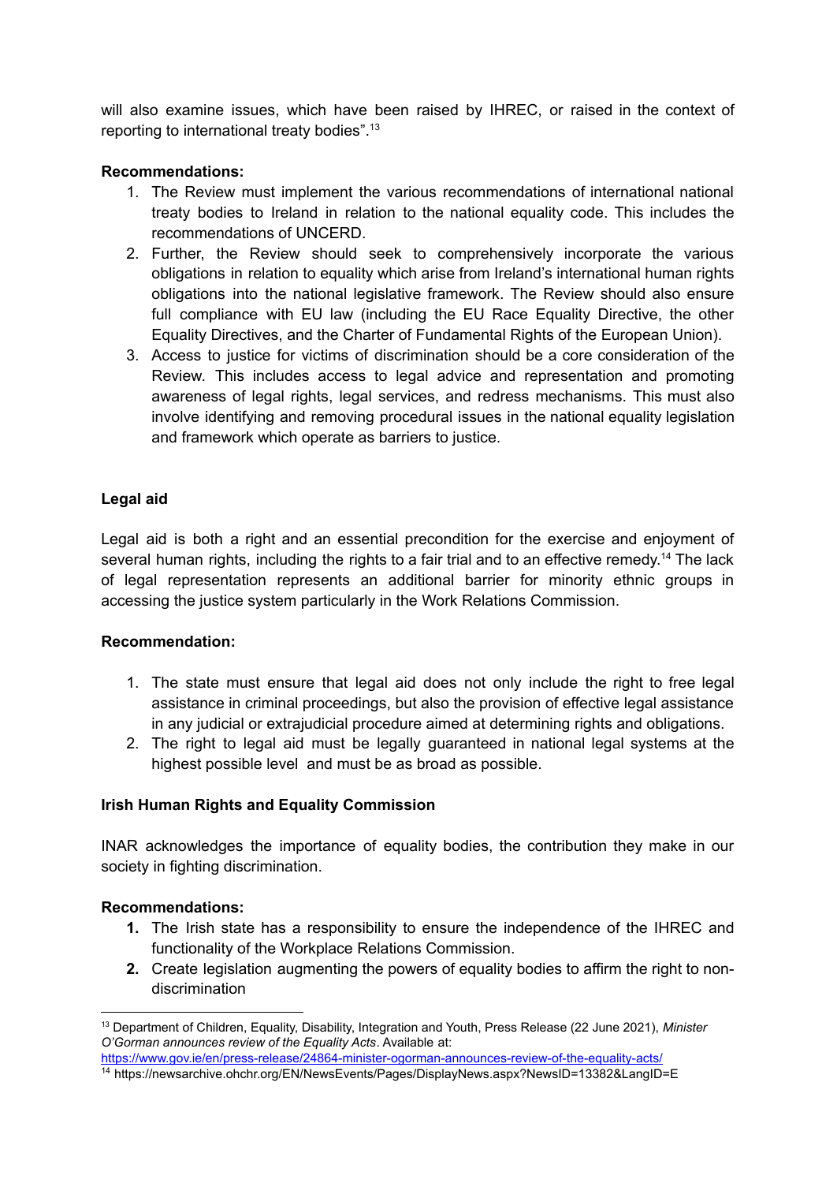will also examine issues, which have been raised by IHREC, or raised in the context of reporting to international treaty bodies".[13]

**Recommendations:**

1. The Review must implement the various recommendations of international national treaty bodies to Ireland in relation to the national equality code. This includes the recommendations of UNCERD.
2. Further, the Review should seek to comprehensively incorporate the various obligations in relation to equality which arise from Ireland's international human rights obligations into the national legislative framework. The Review should also ensure full compliance with EU law (including the EU Race Equality Directive, the other Equality Directives, and the Charter of Fundamental Rights of the European Union).
3. Access to justice for victims of discrimination should be a core consideration of the Review. This includes access to legal advice and representation and promoting awareness of legal rights, legal services, and redress mechanisms. This must also involve identifying and removing procedural issues in the national equality legislation and framework which operate as barriers to justice.

**Legal aid**

Legal aid is both a right and an essential precondition for the exercise and enjoyment of several human rights, including the rights to a fair trial and to an effective remedy.[14] The lack of legal representation represents an additional barrier for minority ethnic groups in accessing the justice system particularly in the Work Relations Commission.

**Recommendation:**

1. The state must ensure that legal aid does not only include the right to free legal assistance in criminal proceedings, but also the provision of effective legal assistance in any judicial or extrajudicial procedure aimed at determining rights and obligations.
2. The right to legal aid must be legally guaranteed in national legal systems at the highest possible level and must be as broad as possible.

**Irish Human Rights and Equality Commission**

INAR acknowledges the importance of equality bodies, the contribution they make in our society in fighting discrimination.

**Recommendations:**

1. The Irish state has a responsibility to ensure the independence of the IHREC and functionality of the Workplace Relations Commission.
2. Create legislation augmenting the powers of equality bodies to affirm the right to non-discrimination

---

[13] Department of Children, Equality, Disability, Integration and Youth, Press Release (22 June 2021), *Minister O'Gorman announces review of the Equality Acts*. Available at: https://www.gov.ie/en/press-release/24864-minister-ogorman-announces-review-of-the-equality-acts/

[14] https://newsarchive.ohchr.org/EN/NewsEvents/Pages/DisplayNews.aspx?NewsID=13382&LangID=E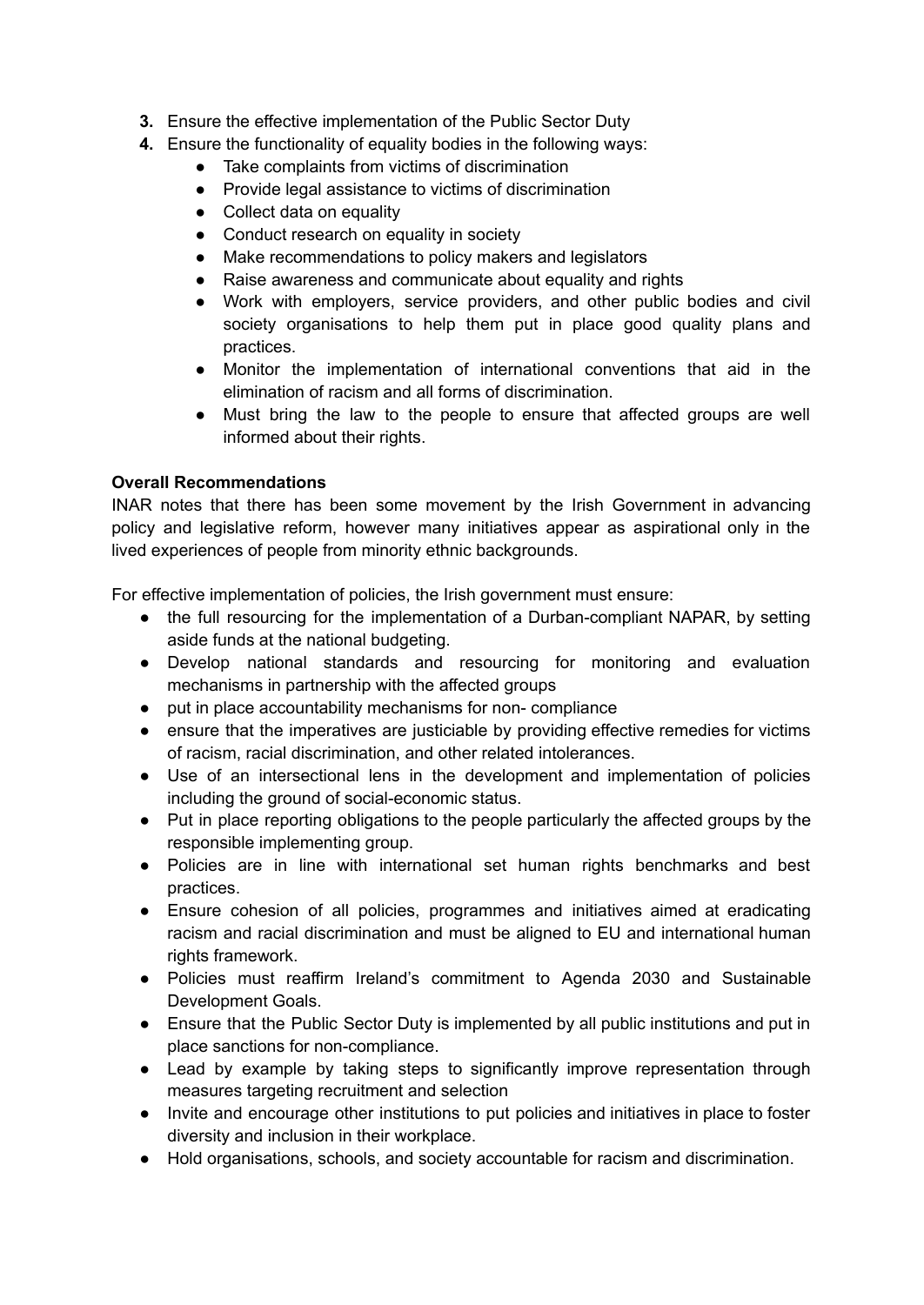3. Ensure the effective implementation of the Public Sector Duty
4. Ensure the functionality of equality bodies in the following ways:
   - Take complaints from victims of discrimination
   - Provide legal assistance to victims of discrimination
   - Collect data on equality
   - Conduct research on equality in society
   - Make recommendations to policy makers and legislators
   - Raise awareness and communicate about equality and rights
   - Work with employers, service providers, and other public bodies and civil society organisations to help them put in place good quality plans and practices.
   - Monitor the implementation of international conventions that aid in the elimination of racism and all forms of discrimination.
   - Must bring the law to the people to ensure that affected groups are well informed about their rights.

**Overall Recommendations**

INAR notes that there has been some movement by the Irish Government in advancing policy and legislative reform, however many initiatives appear as aspirational only in the lived experiences of people from minority ethnic backgrounds.

For effective implementation of policies, the Irish government must ensure:

- the full resourcing for the implementation of a Durban-compliant NAPAR, by setting aside funds at the national budgeting.
- Develop national standards and resourcing for monitoring and evaluation mechanisms in partnership with the affected groups
- put in place accountability mechanisms for non- compliance
- ensure that the imperatives are justiciable by providing effective remedies for victims of racism, racial discrimination, and other related intolerances.
- Use of an intersectional lens in the development and implementation of policies including the ground of social-economic status.
- Put in place reporting obligations to the people particularly the affected groups by the responsible implementing group.
- Policies are in line with international set human rights benchmarks and best practices.
- Ensure cohesion of all policies, programmes and initiatives aimed at eradicating racism and racial discrimination and must be aligned to EU and international human rights framework.
- Policies must reaffirm Ireland's commitment to Agenda 2030 and Sustainable Development Goals.
- Ensure that the Public Sector Duty is implemented by all public institutions and put in place sanctions for non-compliance.
- Lead by example by taking steps to significantly improve representation through measures targeting recruitment and selection
- Invite and encourage other institutions to put policies and initiatives in place to foster diversity and inclusion in their workplace.
- Hold organisations, schools, and society accountable for racism and discrimination.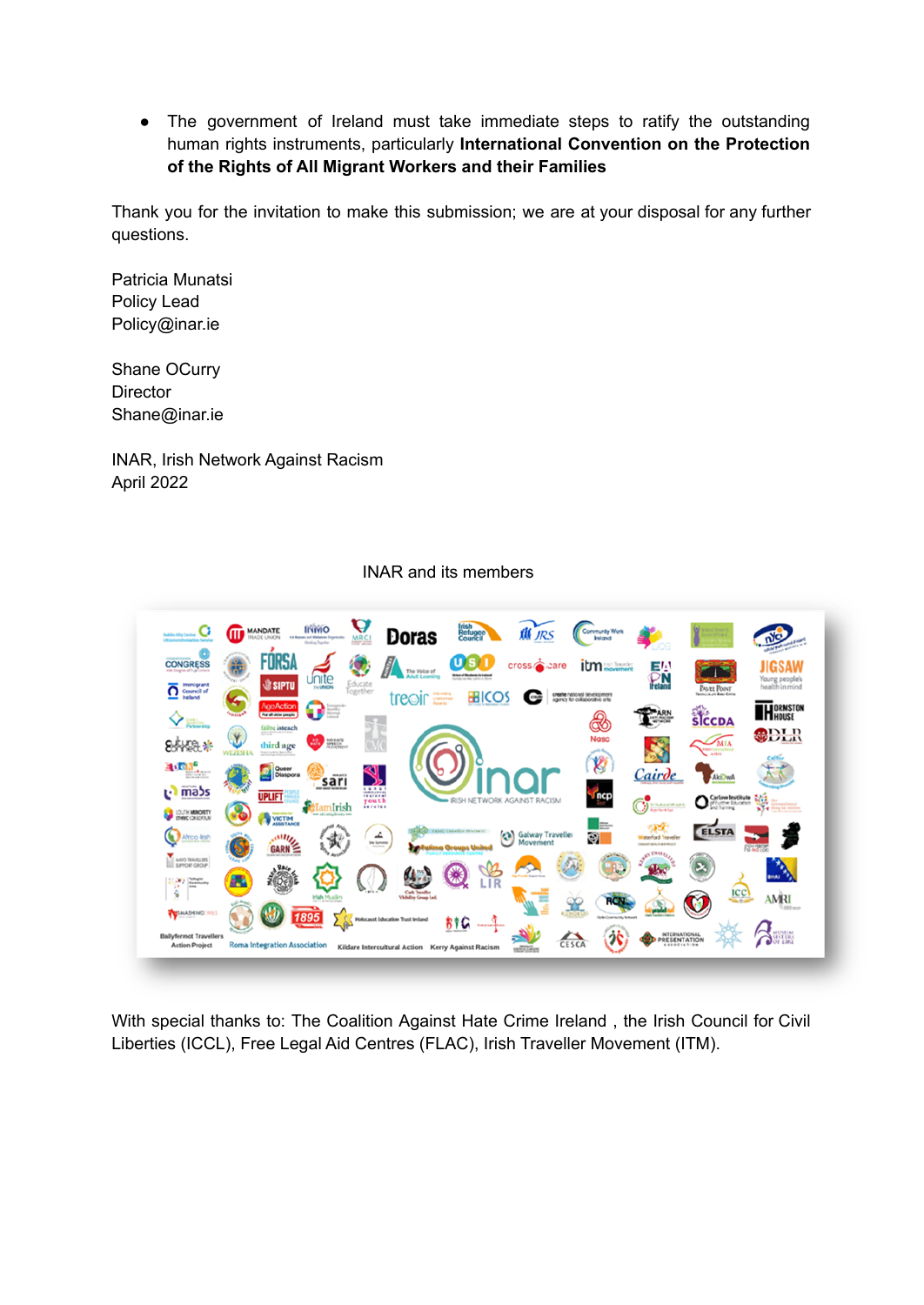- The government of Ireland must take immediate steps to ratify the outstanding human rights instruments, particularly **International Convention on the Protection of the Rights of All Migrant Workers and their Families**

Thank you for the invitation to make this submission; we are at your disposal for any further questions.

Patricia Munatsi
Policy Lead
Policy@inar.ie

Shane OCurry
Director
Shane@inar.ie

INAR, Irish Network Against Racism
April 2022

INAR and its members

With special thanks to: The Coalition Against Hate Crime Ireland , the Irish Council for Civil Liberties (ICCL), Free Legal Aid Centres (FLAC), Irish Traveller Movement (ITM).